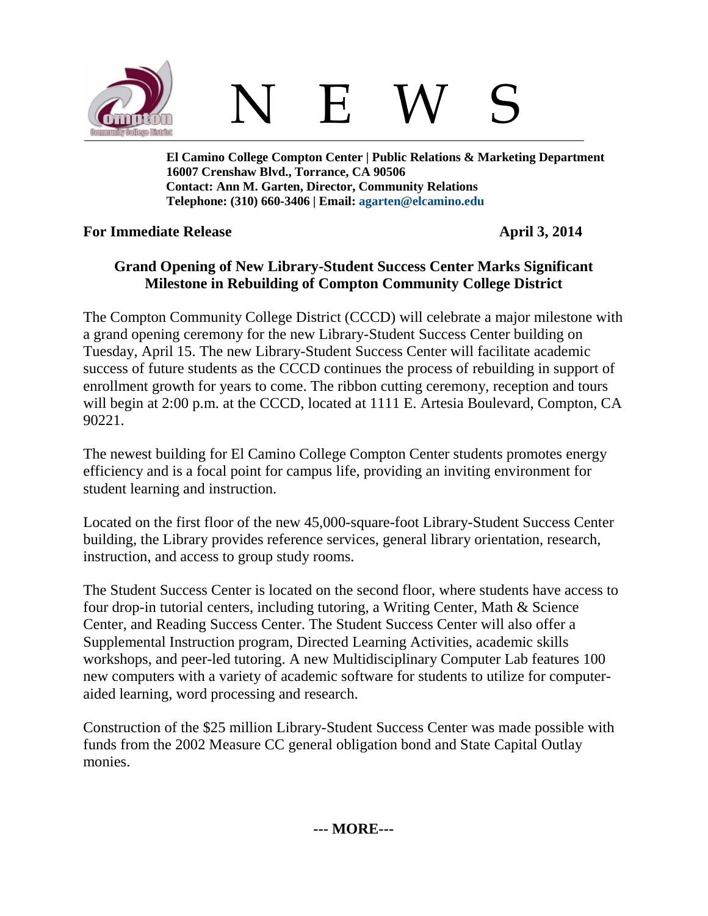# N E W S

**El Camino College Compton Center | Public Relations & Marketing Department**
**16007 Crenshaw Blvd., Torrance, CA 90506**
**Contact: Ann M. Garten, Director, Community Relations**
**Telephone: (310) 660-3406 | Email: agarten@elcamino.edu**

**For Immediate Release** **April 3, 2014**

## Grand Opening of New Library-Student Success Center Marks Significant Milestone in Rebuilding of Compton Community College District

The Compton Community College District (CCCD) will celebrate a major milestone with a grand opening ceremony for the new Library-Student Success Center building on Tuesday, April 15. The new Library-Student Success Center will facilitate academic success of future students as the CCCD continues the process of rebuilding in support of enrollment growth for years to come. The ribbon cutting ceremony, reception and tours will begin at 2:00 p.m. at the CCCD, located at 1111 E. Artesia Boulevard, Compton, CA 90221.

The newest building for El Camino College Compton Center students promotes energy efficiency and is a focal point for campus life, providing an inviting environment for student learning and instruction.

Located on the first floor of the new 45,000-square-foot Library-Student Success Center building, the Library provides reference services, general library orientation, research, instruction, and access to group study rooms.

The Student Success Center is located on the second floor, where students have access to four drop-in tutorial centers, including tutoring, a Writing Center, Math & Science Center, and Reading Success Center. The Student Success Center will also offer a Supplemental Instruction program, Directed Learning Activities, academic skills workshops, and peer-led tutoring. A new Multidisciplinary Computer Lab features 100 new computers with a variety of academic software for students to utilize for computer-aided learning, word processing and research.

Construction of the $25 million Library-Student Success Center was made possible with funds from the 2002 Measure CC general obligation bond and State Capital Outlay monies.

**--- MORE---**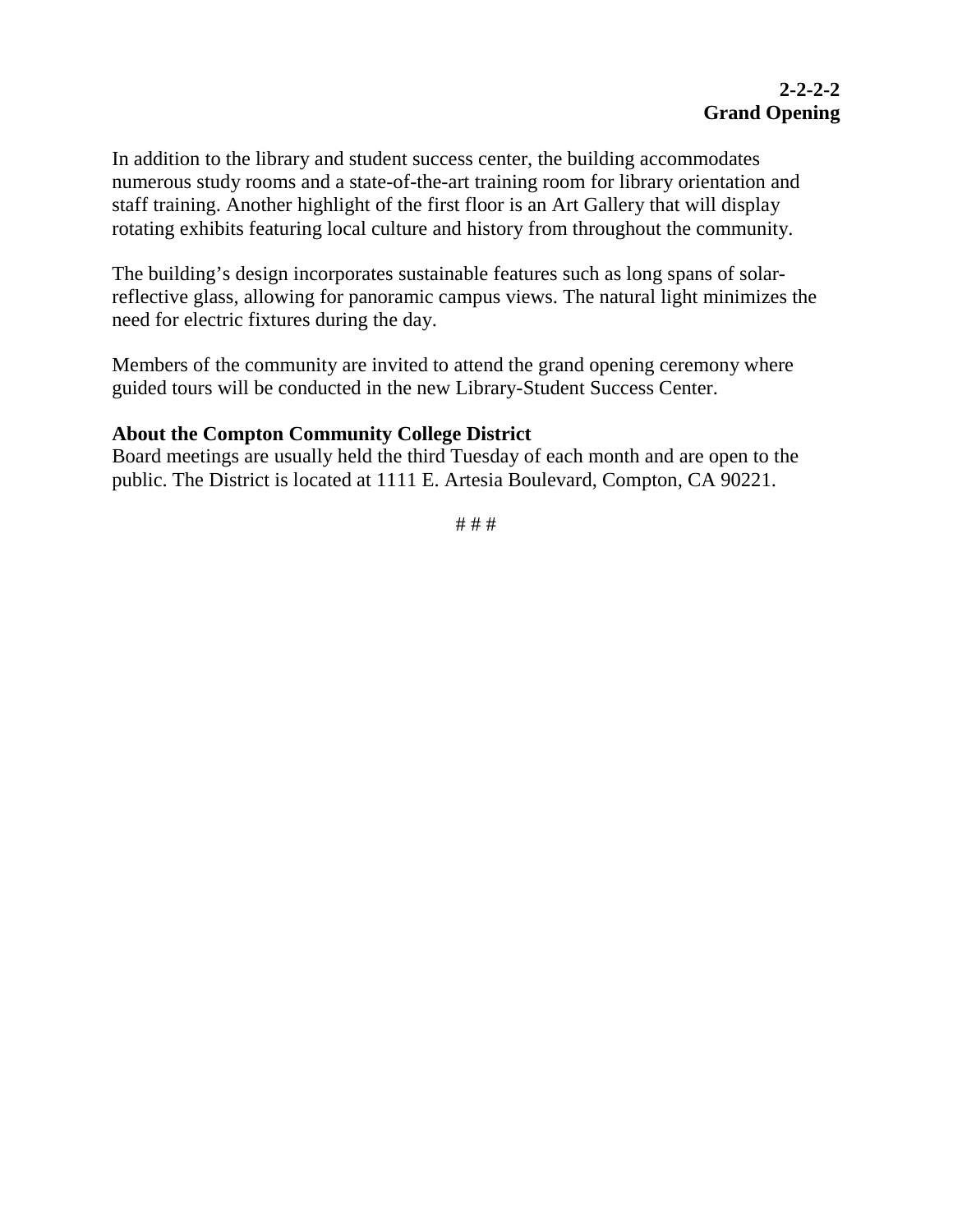In addition to the library and student success center, the building accommodates numerous study rooms and a state-of-the-art training room for library orientation and staff training. Another highlight of the first floor is an Art Gallery that will display rotating exhibits featuring local culture and history from throughout the community.

The building's design incorporates sustainable features such as long spans of solar-reflective glass, allowing for panoramic campus views. The natural light minimizes the need for electric fixtures during the day.

Members of the community are invited to attend the grand opening ceremony where guided tours will be conducted in the new Library-Student Success Center.

**About the Compton Community College District**
Board meetings are usually held the third Tuesday of each month and are open to the public. The District is located at 1111 E. Artesia Boulevard, Compton, CA 90221.

# # #